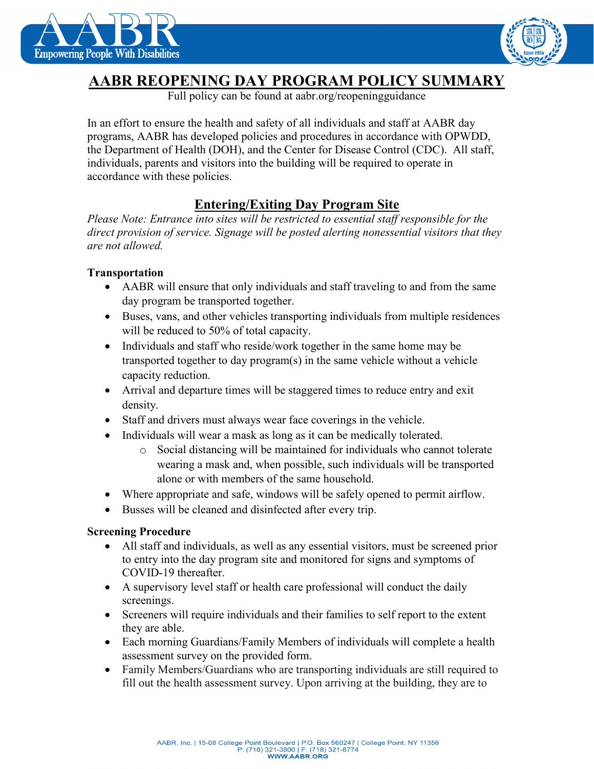# AABR REOPENING DAY PROGRAM POLICY SUMMARY

Full policy can be found at aabr.org/reopeningguidance

In an effort to ensure the health and safety of all individuals and staff at AABR day programs, AABR has developed policies and procedures in accordance with OPWDD, the Department of Health (DOH), and the Center for Disease Control (CDC). All staff, individuals, parents and visitors into the building will be required to operate in accordance with these policies.

## Entering/Exiting Day Program Site

*Please Note: Entrance into sites will be restricted to essential staff responsible for the direct provision of service. Signage will be posted alerting nonessential visitors that they are not allowed.*

### Transportation

- AABR will ensure that only individuals and staff traveling to and from the same day program be transported together.
- Buses, vans, and other vehicles transporting individuals from multiple residences will be reduced to 50% of total capacity.
- Individuals and staff who reside/work together in the same home may be transported together to day program(s) in the same vehicle without a vehicle capacity reduction.
- Arrival and departure times will be staggered times to reduce entry and exit density.
- Staff and drivers must always wear face coverings in the vehicle.
- Individuals will wear a mask as long as it can be medically tolerated.
  - Social distancing will be maintained for individuals who cannot tolerate wearing a mask and, when possible, such individuals will be transported alone or with members of the same household.
- Where appropriate and safe, windows will be safely opened to permit airflow.
- Busses will be cleaned and disinfected after every trip.

### Screening Procedure

- All staff and individuals, as well as any essential visitors, must be screened prior to entry into the day program site and monitored for signs and symptoms of COVID-19 thereafter.
- A supervisory level staff or health care professional will conduct the daily screenings.
- Screeners will require individuals and their families to self report to the extent they are able.
- Each morning Guardians/Family Members of individuals will complete a health assessment survey on the provided form.
- Family Members/Guardians who are transporting individuals are still required to fill out the health assessment survey. Upon arriving at the building, they are to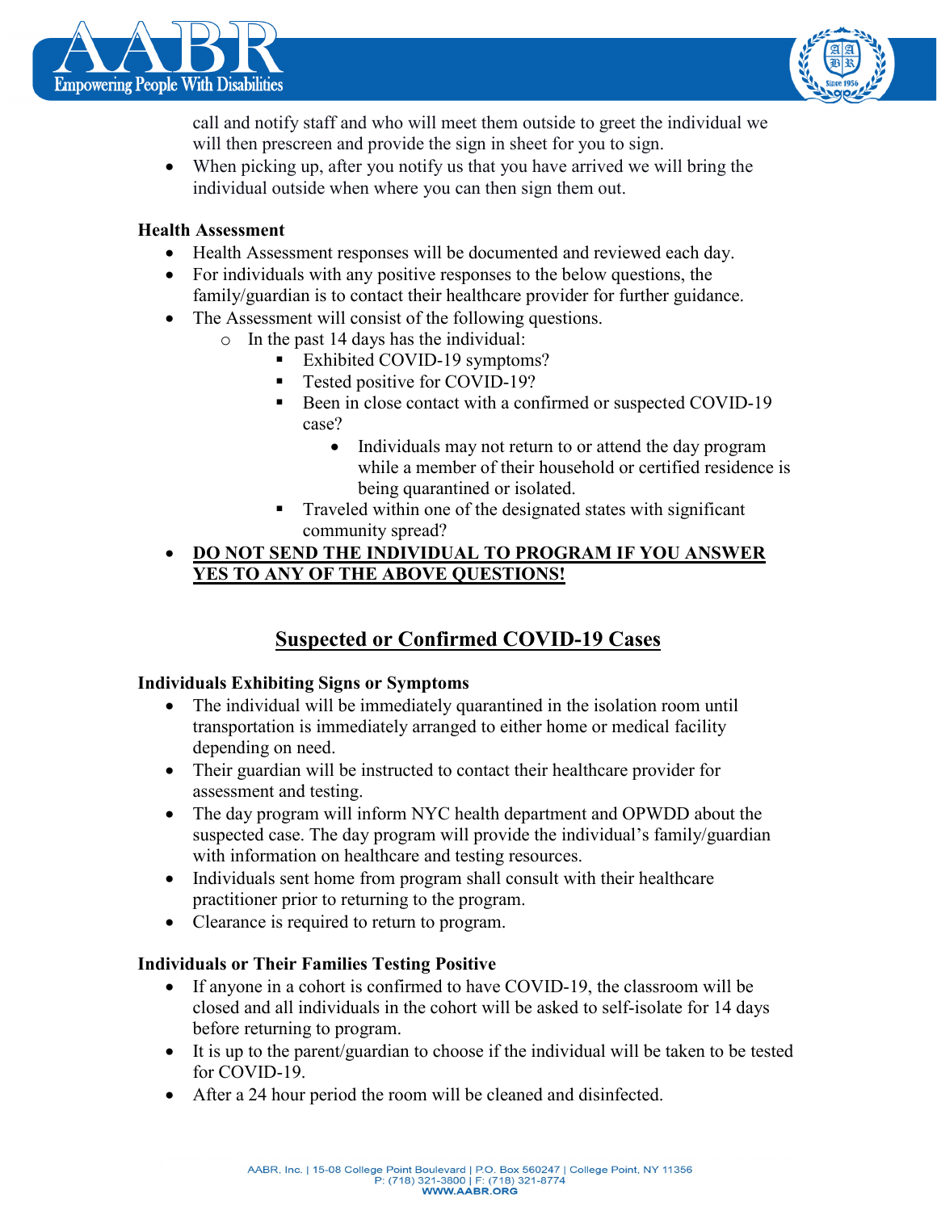call and notify staff and who will meet them outside to greet the individual we will then prescreen and provide the sign in sheet for you to sign.

- When picking up, after you notify us that you have arrived we will bring the individual outside when where you can then sign them out.

**Health Assessment**

- Health Assessment responses will be documented and reviewed each day.
- For individuals with any positive responses to the below questions, the family/guardian is to contact their healthcare provider for further guidance.
- The Assessment will consist of the following questions.
  - In the past 14 days has the individual:
    - Exhibited COVID-19 symptoms?
    - Tested positive for COVID-19?
    - Been in close contact with a confirmed or suspected COVID-19 case?
      - Individuals may not return to or attend the day program while a member of their household or certified residence is being quarantined or isolated.
    - Traveled within one of the designated states with significant community spread?
- <u>**DO NOT SEND THE INDIVIDUAL TO PROGRAM IF YOU ANSWER YES TO ANY OF THE ABOVE QUESTIONS!**</u>

## <u>Suspected or Confirmed COVID-19 Cases</u>

**Individuals Exhibiting Signs or Symptoms**

- The individual will be immediately quarantined in the isolation room until transportation is immediately arranged to either home or medical facility depending on need.
- Their guardian will be instructed to contact their healthcare provider for assessment and testing.
- The day program will inform NYC health department and OPWDD about the suspected case. The day program will provide the individual's family/guardian with information on healthcare and testing resources.
- Individuals sent home from program shall consult with their healthcare practitioner prior to returning to the program.
- Clearance is required to return to program.

**Individuals or Their Families Testing Positive**

- If anyone in a cohort is confirmed to have COVID-19, the classroom will be closed and all individuals in the cohort will be asked to self-isolate for 14 days before returning to program.
- It is up to the parent/guardian to choose if the individual will be taken to be tested for COVID-19.
- After a 24 hour period the room will be cleaned and disinfected.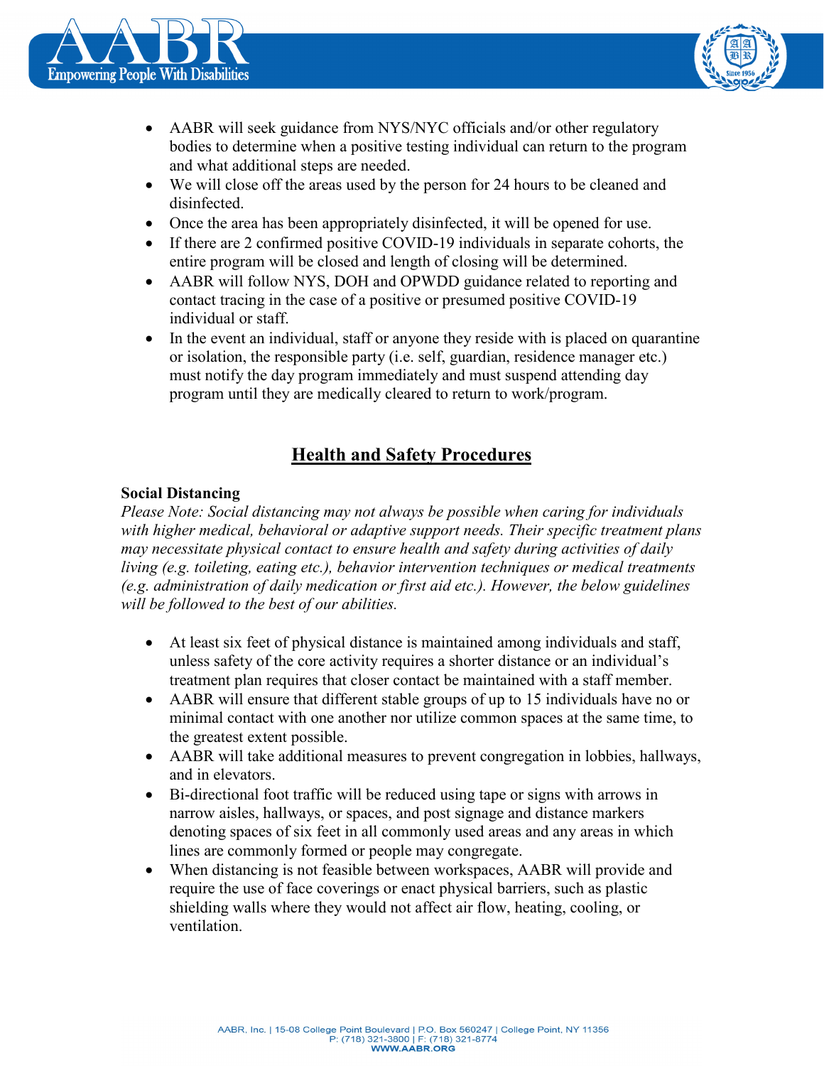- AABR will seek guidance from NYS/NYC officials and/or other regulatory bodies to determine when a positive testing individual can return to the program and what additional steps are needed.
- We will close off the areas used by the person for 24 hours to be cleaned and disinfected.
- Once the area has been appropriately disinfected, it will be opened for use.
- If there are 2 confirmed positive COVID-19 individuals in separate cohorts, the entire program will be closed and length of closing will be determined.
- AABR will follow NYS, DOH and OPWDD guidance related to reporting and contact tracing in the case of a positive or presumed positive COVID-19 individual or staff.
- In the event an individual, staff or anyone they reside with is placed on quarantine or isolation, the responsible party (i.e. self, guardian, residence manager etc.) must notify the day program immediately and must suspend attending day program until they are medically cleared to return to work/program.

## Health and Safety Procedures

**Social Distancing**

*Please Note: Social distancing may not always be possible when caring for individuals with higher medical, behavioral or adaptive support needs. Their specific treatment plans may necessitate physical contact to ensure health and safety during activities of daily living (e.g. toileting, eating etc.), behavior intervention techniques or medical treatments (e.g. administration of daily medication or first aid etc.). However, the below guidelines will be followed to the best of our abilities.*

- At least six feet of physical distance is maintained among individuals and staff, unless safety of the core activity requires a shorter distance or an individual's treatment plan requires that closer contact be maintained with a staff member.
- AABR will ensure that different stable groups of up to 15 individuals have no or minimal contact with one another nor utilize common spaces at the same time, to the greatest extent possible.
- AABR will take additional measures to prevent congregation in lobbies, hallways, and in elevators.
- Bi-directional foot traffic will be reduced using tape or signs with arrows in narrow aisles, hallways, or spaces, and post signage and distance markers denoting spaces of six feet in all commonly used areas and any areas in which lines are commonly formed or people may congregate.
- When distancing is not feasible between workspaces, AABR will provide and require the use of face coverings or enact physical barriers, such as plastic shielding walls where they would not affect air flow, heating, cooling, or ventilation.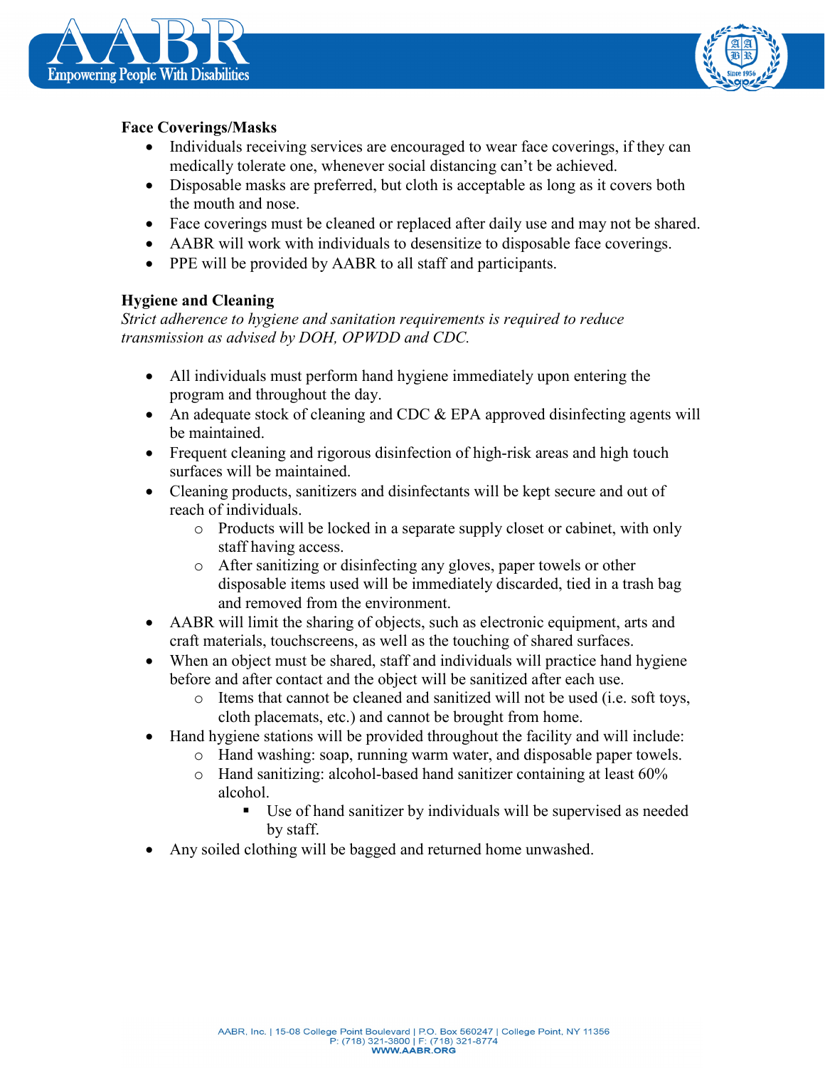**Face Coverings/Masks**

- Individuals receiving services are encouraged to wear face coverings, if they can medically tolerate one, whenever social distancing can't be achieved.
- Disposable masks are preferred, but cloth is acceptable as long as it covers both the mouth and nose.
- Face coverings must be cleaned or replaced after daily use and may not be shared.
- AABR will work with individuals to desensitize to disposable face coverings.
- PPE will be provided by AABR to all staff and participants.

**Hygiene and Cleaning**

*Strict adherence to hygiene and sanitation requirements is required to reduce transmission as advised by DOH, OPWDD and CDC.*

- All individuals must perform hand hygiene immediately upon entering the program and throughout the day.
- An adequate stock of cleaning and CDC & EPA approved disinfecting agents will be maintained.
- Frequent cleaning and rigorous disinfection of high-risk areas and high touch surfaces will be maintained.
- Cleaning products, sanitizers and disinfectants will be kept secure and out of reach of individuals.
  - Products will be locked in a separate supply closet or cabinet, with only staff having access.
  - After sanitizing or disinfecting any gloves, paper towels or other disposable items used will be immediately discarded, tied in a trash bag and removed from the environment.
- AABR will limit the sharing of objects, such as electronic equipment, arts and craft materials, touchscreens, as well as the touching of shared surfaces.
- When an object must be shared, staff and individuals will practice hand hygiene before and after contact and the object will be sanitized after each use.
  - Items that cannot be cleaned and sanitized will not be used (i.e. soft toys, cloth placemats, etc.) and cannot be brought from home.
- Hand hygiene stations will be provided throughout the facility and will include:
  - Hand washing: soap, running warm water, and disposable paper towels.
  - Hand sanitizing: alcohol-based hand sanitizer containing at least 60% alcohol.
    - Use of hand sanitizer by individuals will be supervised as needed by staff.
- Any soiled clothing will be bagged and returned home unwashed.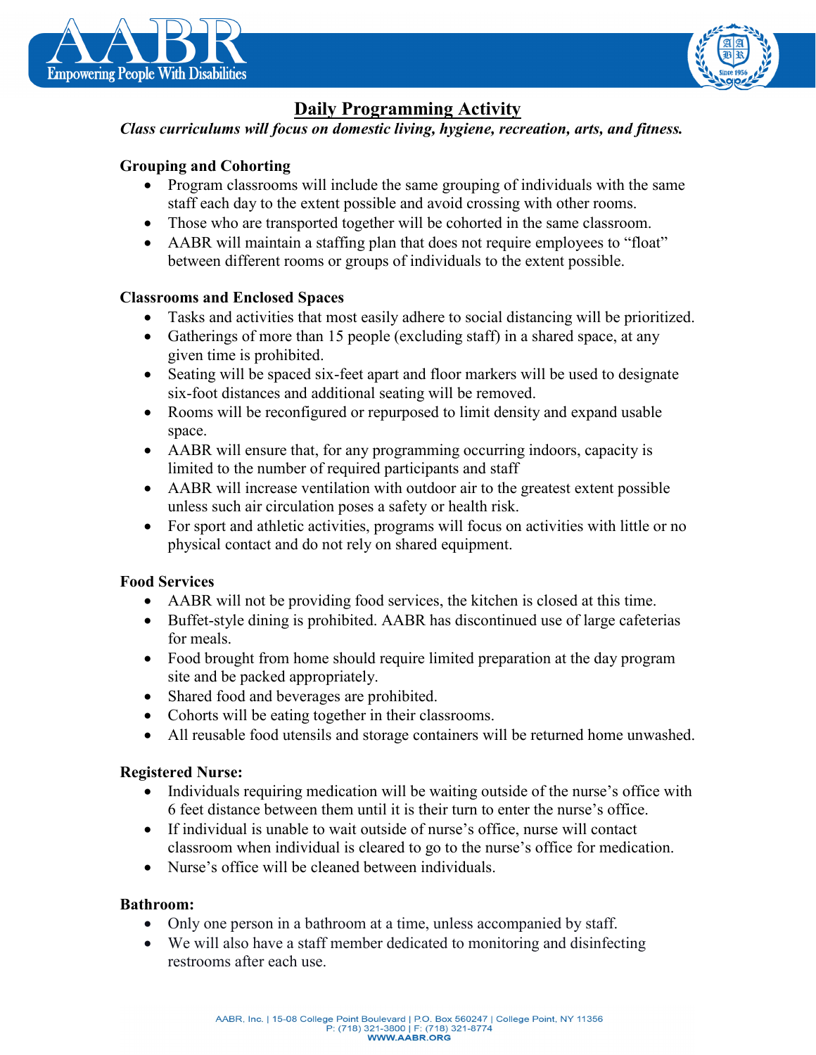## Daily Programming Activity

***Class curriculums will focus on domestic living, hygiene, recreation, arts, and fitness.***

### Grouping and Cohorting

- Program classrooms will include the same grouping of individuals with the same staff each day to the extent possible and avoid crossing with other rooms.
- Those who are transported together will be cohorted in the same classroom.
- AABR will maintain a staffing plan that does not require employees to "float" between different rooms or groups of individuals to the extent possible.

### Classrooms and Enclosed Spaces

- Tasks and activities that most easily adhere to social distancing will be prioritized.
- Gatherings of more than 15 people (excluding staff) in a shared space, at any given time is prohibited.
- Seating will be spaced six-feet apart and floor markers will be used to designate six-foot distances and additional seating will be removed.
- Rooms will be reconfigured or repurposed to limit density and expand usable space.
- AABR will ensure that, for any programming occurring indoors, capacity is limited to the number of required participants and staff
- AABR will increase ventilation with outdoor air to the greatest extent possible unless such air circulation poses a safety or health risk.
- For sport and athletic activities, programs will focus on activities with little or no physical contact and do not rely on shared equipment.

### Food Services

- AABR will not be providing food services, the kitchen is closed at this time.
- Buffet-style dining is prohibited. AABR has discontinued use of large cafeterias for meals.
- Food brought from home should require limited preparation at the day program site and be packed appropriately.
- Shared food and beverages are prohibited.
- Cohorts will be eating together in their classrooms.
- All reusable food utensils and storage containers will be returned home unwashed.

### Registered Nurse:

- Individuals requiring medication will be waiting outside of the nurse's office with 6 feet distance between them until it is their turn to enter the nurse's office.
- If individual is unable to wait outside of nurse's office, nurse will contact classroom when individual is cleared to go to the nurse's office for medication.
- Nurse's office will be cleaned between individuals.

### Bathroom:

- Only one person in a bathroom at a time, unless accompanied by staff.
- We will also have a staff member dedicated to monitoring and disinfecting restrooms after each use.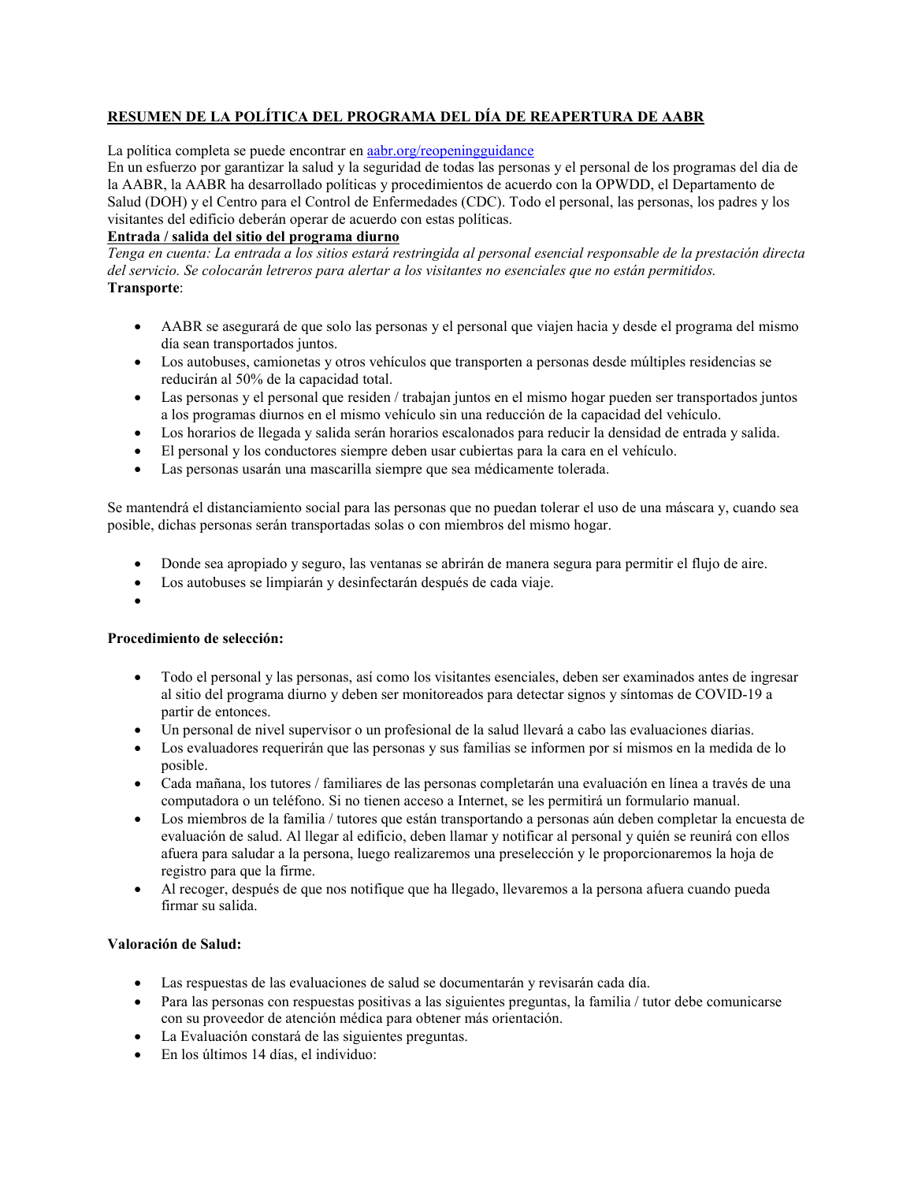**RESUMEN DE LA POLÍTICA DEL PROGRAMA DEL DÍA DE REAPERTURA DE AABR**

La política completa se puede encontrar en [aabr.org/reopeningguidance](aabr.org/reopeningguidance)
En un esfuerzo por garantizar la salud y la seguridad de todas las personas y el personal de los programas del dia de la AABR, la AABR ha desarrollado políticas y procedimientos de acuerdo con la OPWDD, el Departamento de Salud (DOH) y el Centro para el Control de Enfermedades (CDC). Todo el personal, las personas, los padres y los visitantes del edificio deberán operar de acuerdo con estas políticas.

**Entrada / salida del sitio del programa diurno**

*Tenga en cuenta: La entrada a los sitios estará restringida al personal esencial responsable de la prestación directa del servicio. Se colocarán letreros para alertar a los visitantes no esenciales que no están permitidos.*

**Transporte**:

- AABR se asegurará de que solo las personas y el personal que viajen hacia y desde el programa del mismo día sean transportados juntos.
- Los autobuses, camionetas y otros vehículos que transporten a personas desde múltiples residencias se reducirán al 50% de la capacidad total.
- Las personas y el personal que residen / trabajan juntos en el mismo hogar pueden ser transportados juntos a los programas diurnos en el mismo vehículo sin una reducción de la capacidad del vehículo.
- Los horarios de llegada y salida serán horarios escalonados para reducir la densidad de entrada y salida.
- El personal y los conductores siempre deben usar cubiertas para la cara en el vehículo.
- Las personas usarán una mascarilla siempre que sea médicamente tolerada.

Se mantendrá el distanciamiento social para las personas que no puedan tolerar el uso de una máscara y, cuando sea posible, dichas personas serán transportadas solas o con miembros del mismo hogar.

- Donde sea apropiado y seguro, las ventanas se abrirán de manera segura para permitir el flujo de aire.
- Los autobuses se limpiarán y desinfectarán después de cada viaje.

**Procedimiento de selección:**

- Todo el personal y las personas, así como los visitantes esenciales, deben ser examinados antes de ingresar al sitio del programa diurno y deben ser monitoreados para detectar signos y síntomas de COVID-19 a partir de entonces.
- Un personal de nivel supervisor o un profesional de la salud llevará a cabo las evaluaciones diarias.
- Los evaluadores requerirán que las personas y sus familias se informen por sí mismos en la medida de lo posible.
- Cada mañana, los tutores / familiares de las personas completarán una evaluación en línea a través de una computadora o un teléfono. Si no tienen acceso a Internet, se les permitirá un formulario manual.
- Los miembros de la familia / tutores que están transportando a personas aún deben completar la encuesta de evaluación de salud. Al llegar al edificio, deben llamar y notificar al personal y quién se reunirá con ellos afuera para saludar a la persona, luego realizaremos una preselección y le proporcionaremos la hoja de registro para que la firme.
- Al recoger, después de que nos notifique que ha llegado, llevaremos a la persona afuera cuando pueda firmar su salida.

**Valoración de Salud:**

- Las respuestas de las evaluaciones de salud se documentarán y revisarán cada día.
- Para las personas con respuestas positivas a las siguientes preguntas, la familia / tutor debe comunicarse con su proveedor de atención médica para obtener más orientación.
- La Evaluación constará de las siguientes preguntas.
- En los últimos 14 días, el individuo: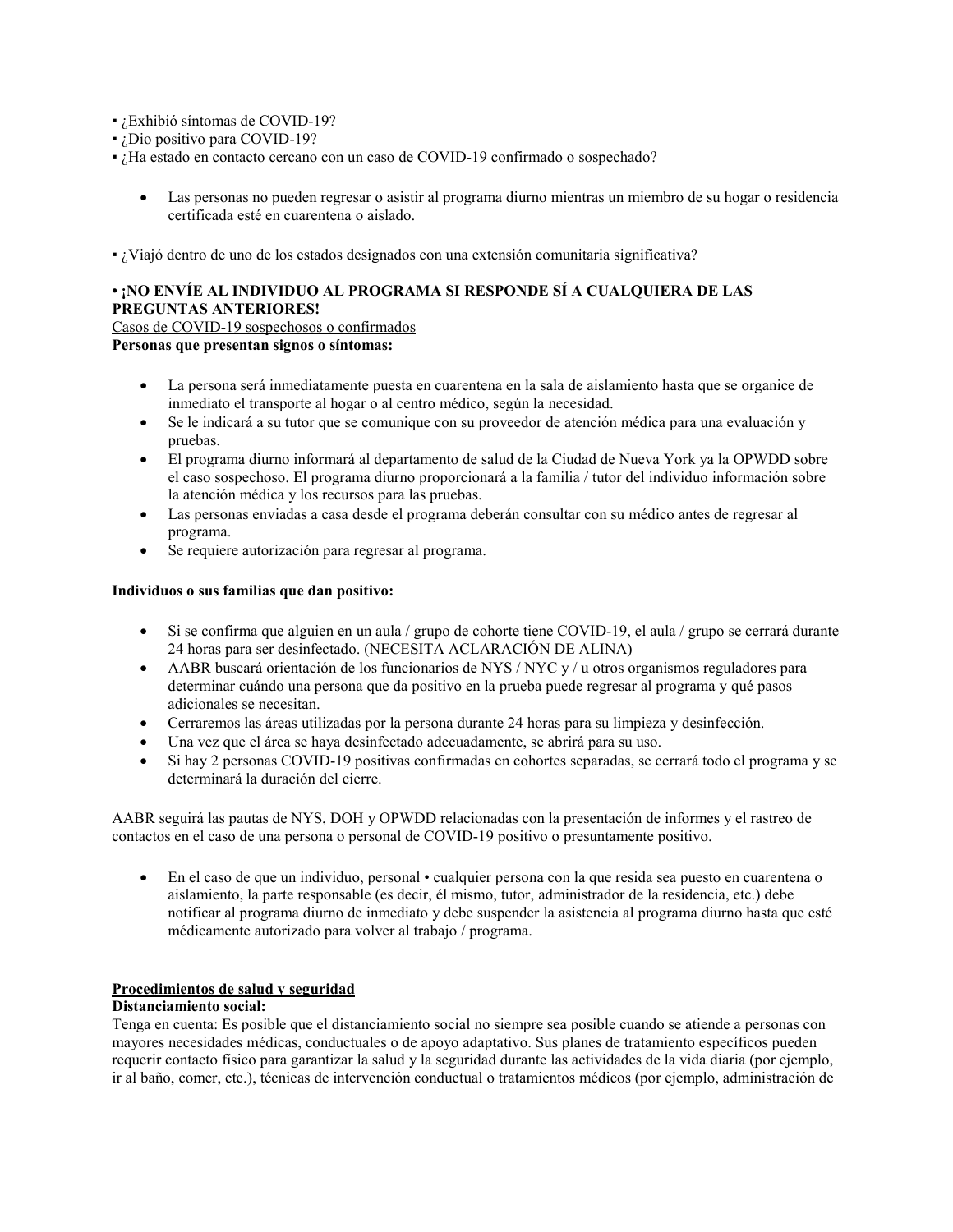▪ ¿Exhibió síntomas de COVID-19?
▪ ¿Dio positivo para COVID-19?
▪ ¿Ha estado en contacto cercano con un caso de COVID-19 confirmado o sospechado?

- Las personas no pueden regresar o asistir al programa diurno mientras un miembro de su hogar o residencia certificada esté en cuarentena o aislado.

▪ ¿Viajó dentro de uno de los estados designados con una extensión comunitaria significativa?

**• ¡NO ENVÍE AL INDIVIDUO AL PROGRAMA SI RESPONDE SÍ A CUALQUIERA DE LAS PREGUNTAS ANTERIORES!**

<u>Casos de COVID-19 sospechosos o confirmados</u>

**Personas que presentan signos o síntomas:**

- La persona será inmediatamente puesta en cuarentena en la sala de aislamiento hasta que se organice de inmediato el transporte al hogar o al centro médico, según la necesidad.
- Se le indicará a su tutor que se comunique con su proveedor de atención médica para una evaluación y pruebas.
- El programa diurno informará al departamento de salud de la Ciudad de Nueva York ya la OPWDD sobre el caso sospechoso. El programa diurno proporcionará a la familia / tutor del individuo información sobre la atención médica y los recursos para las pruebas.
- Las personas enviadas a casa desde el programa deberán consultar con su médico antes de regresar al programa.
- Se requiere autorización para regresar al programa.

**Individuos o sus familias que dan positivo:**

- Si se confirma que alguien en un aula / grupo de cohorte tiene COVID-19, el aula / grupo se cerrará durante 24 horas para ser desinfectado. (NECESITA ACLARACIÓN DE ALINA)
- AABR buscará orientación de los funcionarios de NYS / NYC y / u otros organismos reguladores para determinar cuándo una persona que da positivo en la prueba puede regresar al programa y qué pasos adicionales se necesitan.
- Cerraremos las áreas utilizadas por la persona durante 24 horas para su limpieza y desinfección.
- Una vez que el área se haya desinfectado adecuadamente, se abrirá para su uso.
- Si hay 2 personas COVID-19 positivas confirmadas en cohortes separadas, se cerrará todo el programa y se determinará la duración del cierre.

AABR seguirá las pautas de NYS, DOH y OPWDD relacionadas con la presentación de informes y el rastreo de contactos en el caso de una persona o personal de COVID-19 positivo o presuntamente positivo.

- En el caso de que un individuo, personal • cualquier persona con la que resida sea puesto en cuarentena o aislamiento, la parte responsable (es decir, él mismo, tutor, administrador de la residencia, etc.) debe notificar al programa diurno de inmediato y debe suspender la asistencia al programa diurno hasta que esté médicamente autorizado para volver al trabajo / programa.

<u>**Procedimientos de salud y seguridad**</u>

**Distanciamiento social:**

Tenga en cuenta: Es posible que el distanciamiento social no siempre sea posible cuando se atiende a personas con mayores necesidades médicas, conductuales o de apoyo adaptativo. Sus planes de tratamiento específicos pueden requerir contacto físico para garantizar la salud y la seguridad durante las actividades de la vida diaria (por ejemplo, ir al baño, comer, etc.), técnicas de intervención conductual o tratamientos médicos (por ejemplo, administración de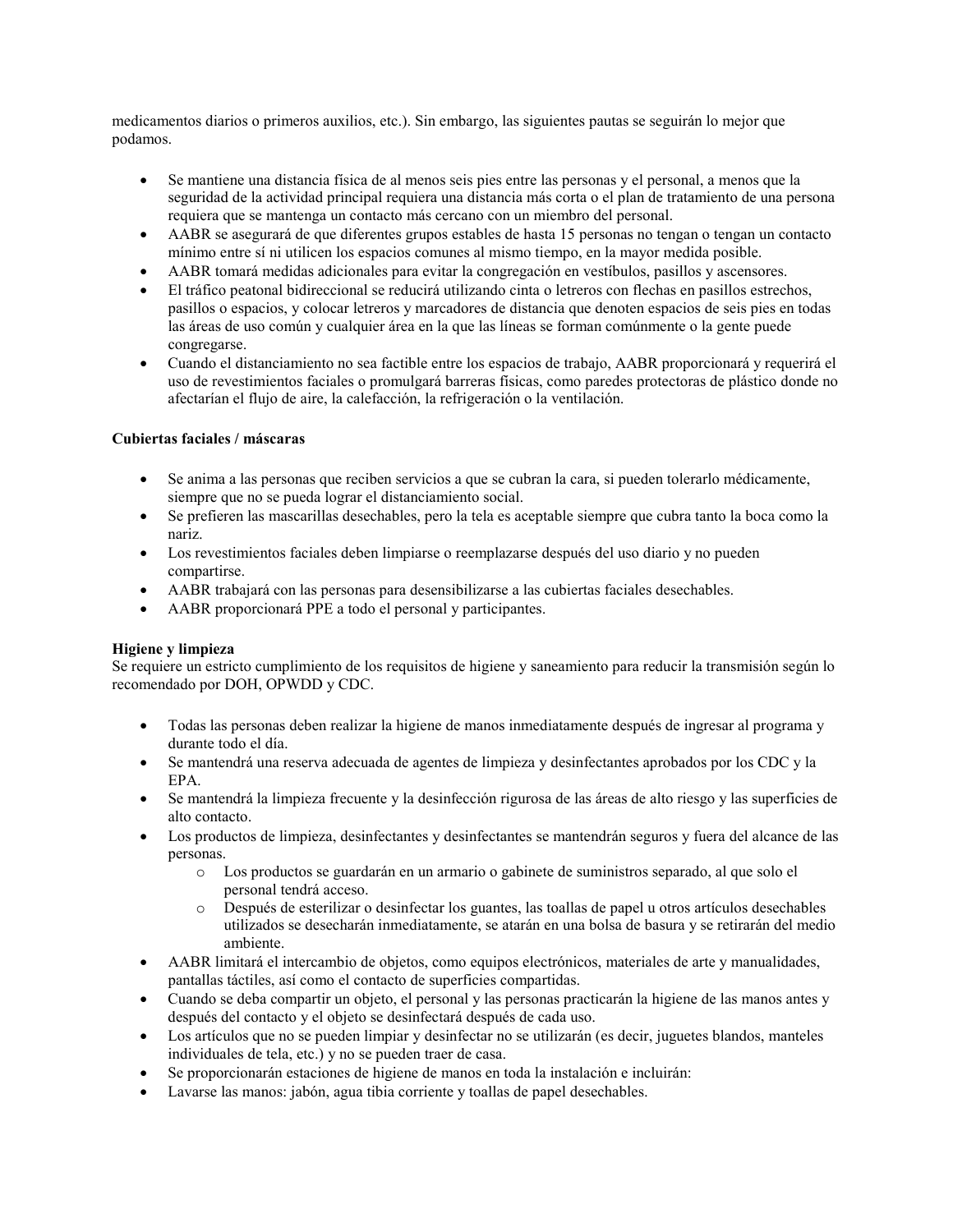medicamentos diarios o primeros auxilios, etc.). Sin embargo, las siguientes pautas se seguirán lo mejor que podamos.

- Se mantiene una distancia física de al menos seis pies entre las personas y el personal, a menos que la seguridad de la actividad principal requiera una distancia más corta o el plan de tratamiento de una persona requiera que se mantenga un contacto más cercano con un miembro del personal.
- AABR se asegurará de que diferentes grupos estables de hasta 15 personas no tengan o tengan un contacto mínimo entre sí ni utilicen los espacios comunes al mismo tiempo, en la mayor medida posible.
- AABR tomará medidas adicionales para evitar la congregación en vestíbulos, pasillos y ascensores.
- El tráfico peatonal bidireccional se reducirá utilizando cinta o letreros con flechas en pasillos estrechos, pasillos o espacios, y colocar letreros y marcadores de distancia que denoten espacios de seis pies en todas las áreas de uso común y cualquier área en la que las líneas se forman comúnmente o la gente puede congregarse.
- Cuando el distanciamiento no sea factible entre los espacios de trabajo, AABR proporcionará y requerirá el uso de revestimientos faciales o promulgará barreras físicas, como paredes protectoras de plástico donde no afectarían el flujo de aire, la calefacción, la refrigeración o la ventilación.

**Cubiertas faciales / máscaras**

- Se anima a las personas que reciben servicios a que se cubran la cara, si pueden tolerarlo médicamente, siempre que no se pueda lograr el distanciamiento social.
- Se prefieren las mascarillas desechables, pero la tela es aceptable siempre que cubra tanto la boca como la nariz.
- Los revestimientos faciales deben limpiarse o reemplazarse después del uso diario y no pueden compartirse.
- AABR trabajará con las personas para desensibilizarse a las cubiertas faciales desechables.
- AABR proporcionará PPE a todo el personal y participantes.

**Higiene y limpieza**

Se requiere un estricto cumplimiento de los requisitos de higiene y saneamiento para reducir la transmisión según lo recomendado por DOH, OPWDD y CDC.

- Todas las personas deben realizar la higiene de manos inmediatamente después de ingresar al programa y durante todo el día.
- Se mantendrá una reserva adecuada de agentes de limpieza y desinfectantes aprobados por los CDC y la EPA.
- Se mantendrá la limpieza frecuente y la desinfección rigurosa de las áreas de alto riesgo y las superficies de alto contacto.
- Los productos de limpieza, desinfectantes y desinfectantes se mantendrán seguros y fuera del alcance de las personas.
  - Los productos se guardarán en un armario o gabinete de suministros separado, al que solo el personal tendrá acceso.
  - Después de esterilizar o desinfectar los guantes, las toallas de papel u otros artículos desechables utilizados se desecharán inmediatamente, se atarán en una bolsa de basura y se retirarán del medio ambiente.
- AABR limitará el intercambio de objetos, como equipos electrónicos, materiales de arte y manualidades, pantallas táctiles, así como el contacto de superficies compartidas.
- Cuando se deba compartir un objeto, el personal y las personas practicarán la higiene de las manos antes y después del contacto y el objeto se desinfectará después de cada uso.
- Los artículos que no se pueden limpiar y desinfectar no se utilizarán (es decir, juguetes blandos, manteles individuales de tela, etc.) y no se pueden traer de casa.
- Se proporcionarán estaciones de higiene de manos en toda la instalación e incluirán:
- Lavarse las manos: jabón, agua tibia corriente y toallas de papel desechables.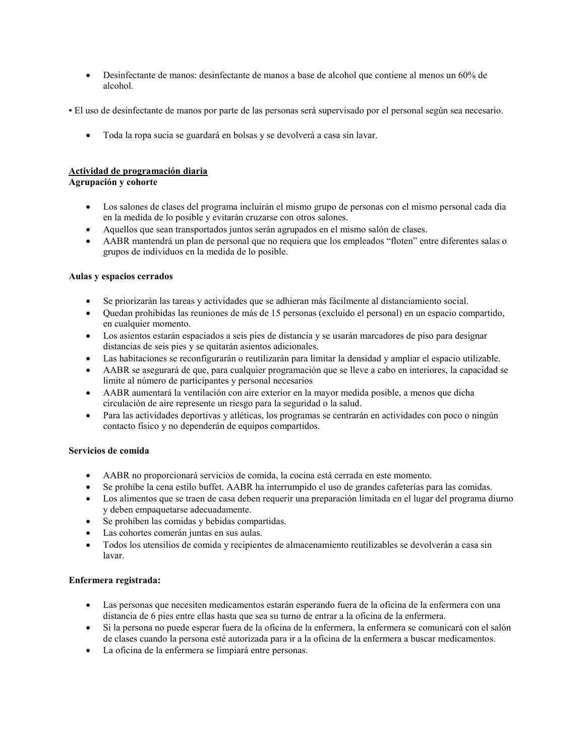- Desinfectante de manos: desinfectante de manos a base de alcohol que contiene al menos un 60% de alcohol.

▪ El uso de desinfectante de manos por parte de las personas será supervisado por el personal según sea necesario.

- Toda la ropa sucia se guardará en bolsas y se devolverá a casa sin lavar.

<u>**Actividad de programación diaria**</u>

**Agrupación y cohorte**

- Los salones de clases del programa incluirán el mismo grupo de personas con el mismo personal cada día en la medida de lo posible y evitarán cruzarse con otros salones.
- Aquellos que sean transportados juntos serán agrupados en el mismo salón de clases.
- AABR mantendrá un plan de personal que no requiera que los empleados "floten" entre diferentes salas o grupos de individuos en la medida de lo posible.

**Aulas y espacios cerrados**

- Se priorizarán las tareas y actividades que se adhieran más fácilmente al distanciamiento social.
- Quedan prohibidas las reuniones de más de 15 personas (excluido el personal) en un espacio compartido, en cualquier momento.
- Los asientos estarán espaciados a seis pies de distancia y se usarán marcadores de piso para designar distancias de seis pies y se quitarán asientos adicionales.
- Las habitaciones se reconfigurarán o reutilizarán para limitar la densidad y ampliar el espacio utilizable.
- AABR se asegurará de que, para cualquier programación que se lleve a cabo en interiores, la capacidad se limite al número de participantes y personal necesarios
- AABR aumentará la ventilación con aire exterior en la mayor medida posible, a menos que dicha circulación de aire represente un riesgo para la seguridad o la salud.
- Para las actividades deportivas y atléticas, los programas se centrarán en actividades con poco o ningún contacto físico y no dependerán de equipos compartidos.

**Servicios de comida**

- AABR no proporcionará servicios de comida, la cocina está cerrada en este momento.
- Se prohíbe la cena estilo buffet. AABR ha interrumpido el uso de grandes cafeterías para las comidas.
- Los alimentos que se traen de casa deben requerir una preparación limitada en el lugar del programa diurno y deben empaquetarse adecuadamente.
- Se prohíben las comidas y bebidas compartidas.
- Las cohortes comerán juntas en sus aulas.
- Todos los utensilios de comida y recipientes de almacenamiento reutilizables se devolverán a casa sin lavar.

**Enfermera registrada:**

- Las personas que necesiten medicamentos estarán esperando fuera de la oficina de la enfermera con una distancia de 6 pies entre ellas hasta que sea su turno de entrar a la oficina de la enfermera.
- Si la persona no puede esperar fuera de la oficina de la enfermera, la enfermera se comunicará con el salón de clases cuando la persona esté autorizada para ir a la oficina de la enfermera a buscar medicamentos.
- La oficina de la enfermera se limpiará entre personas.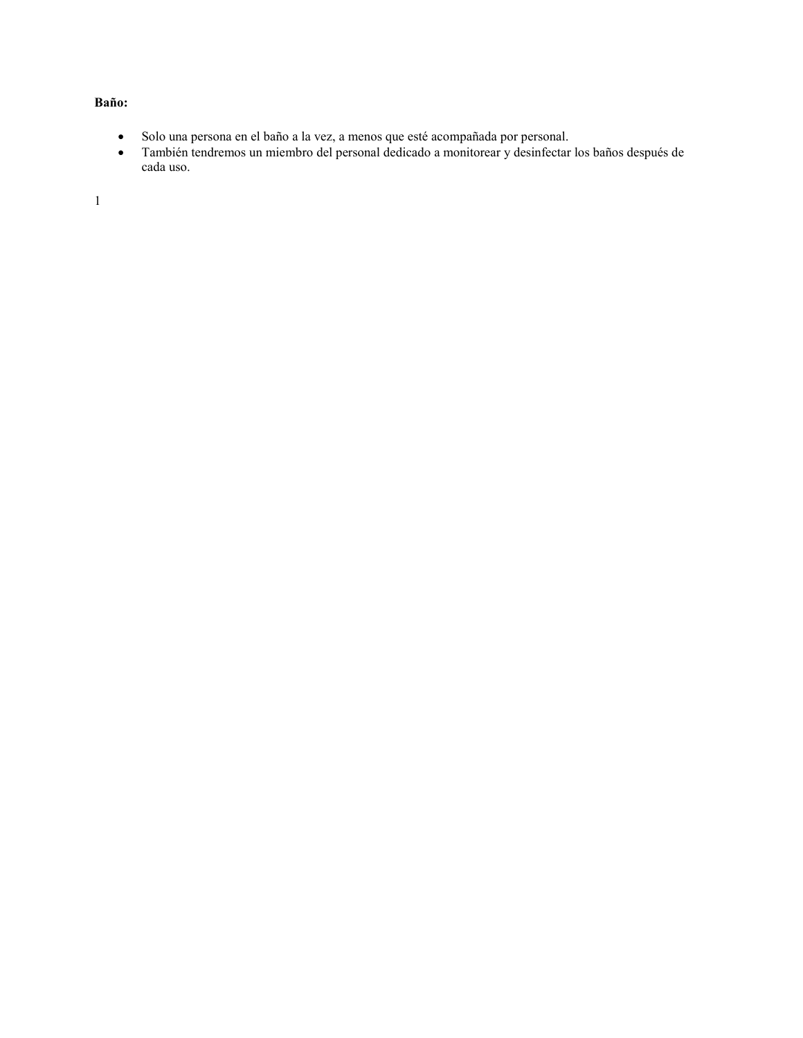**Baño:**

- Solo una persona en el baño a la vez, a menos que esté acompañada por personal.
- También tendremos un miembro del personal dedicado a monitorear y desinfectar los baños después de cada uso.

1